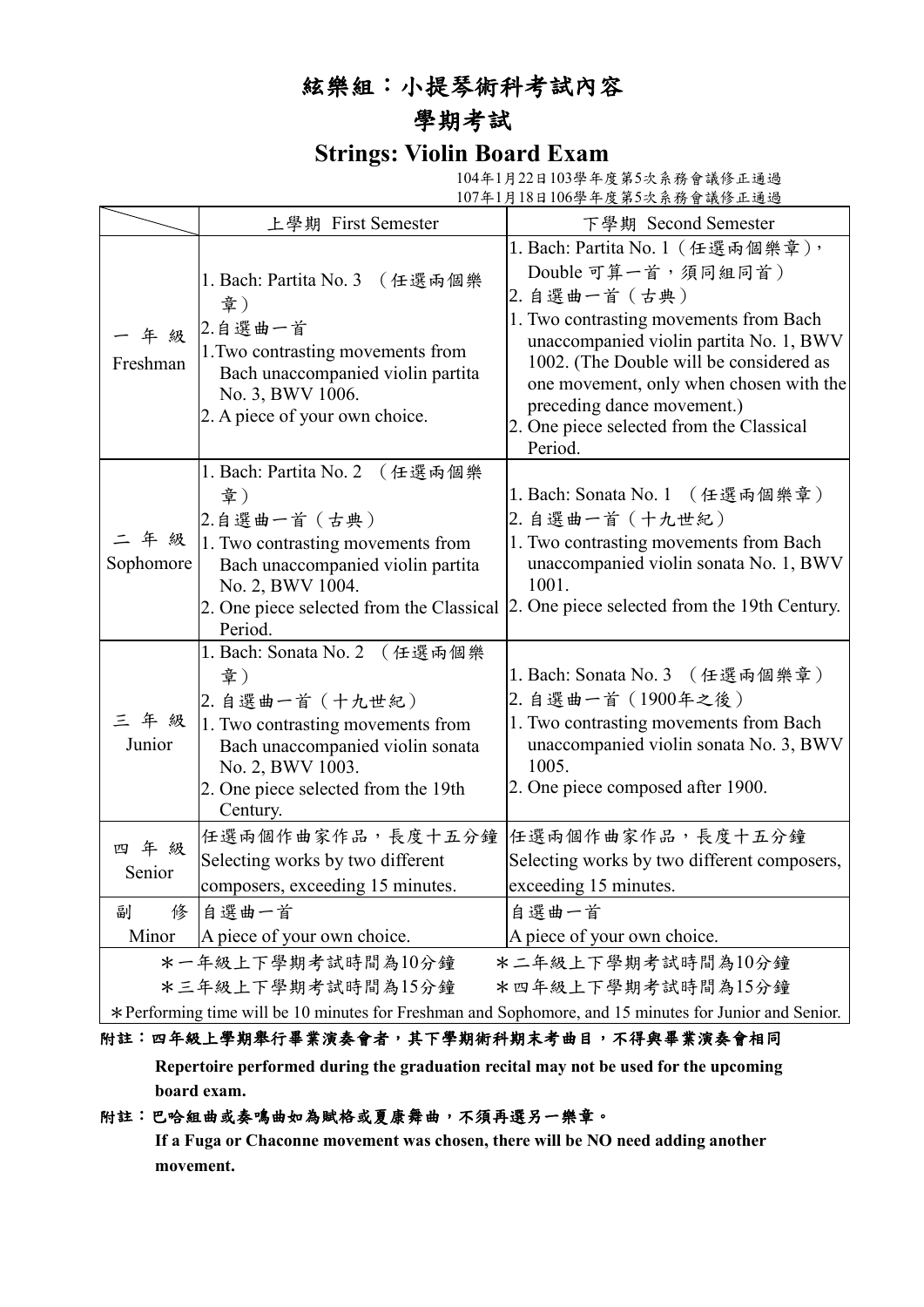# 絃樂組：小提琴術科考試內容

## 學期考試

## Strings: Violin Board Exam

104年1月22日103學年度第5次系務會議修正通過
107年1月18日106學年度第5次系務會議修正通過

| | 上學期 First Semester | 下學期 Second Semester |
|---|---|---|
| 一年級 Freshman | 1. Bach: Partita No. 3 （任選兩個樂章）<br>2.自選曲一首<br>1.Two contrasting movements from Bach unaccompanied violin partita No. 3, BWV 1006.<br>2. A piece of your own choice. | 1. Bach: Partita No. 1（任選兩個樂章），Double 可算一首，須同組同首）<br>2. 自選曲一首（古典）<br>1. Two contrasting movements from Bach unaccompanied violin partita No. 1, BWV 1002. (The Double will be considered as one movement, only when chosen with the preceding dance movement.)<br>2. One piece selected from the Classical Period. |
| 二年級 Sophomore | 1. Bach: Partita No. 2 （任選兩個樂章）<br>2.自選曲一首（古典）<br>1. Two contrasting movements from Bach unaccompanied violin partita No. 2, BWV 1004.<br>2. One piece selected from the Classical Period. | 1. Bach: Sonata No. 1 （任選兩個樂章）<br>2. 自選曲一首（十九世紀）<br>1. Two contrasting movements from Bach unaccompanied violin sonata No. 1, BWV 1001.<br>2. One piece selected from the 19th Century. |
| 三年級 Junior | 1. Bach: Sonata No. 2 （任選兩個樂章）<br>2. 自選曲一首（十九世紀）<br>1. Two contrasting movements from Bach unaccompanied violin sonata No. 2, BWV 1003.<br>2. One piece selected from the 19th Century. | 1. Bach: Sonata No. 3 （任選兩個樂章）<br>2. 自選曲一首（1900年之後）<br>1. Two contrasting movements from Bach unaccompanied violin sonata No. 3, BWV 1005.<br>2. One piece composed after 1900. |
| 四年級 Senior | 任選兩個作曲家作品，長度十五分鐘<br>Selecting works by two different composers, exceeding 15 minutes. | 任選兩個作曲家作品，長度十五分鐘<br>Selecting works by two different composers, exceeding 15 minutes. |
| 副修 Minor | 自選曲一首<br>A piece of your own choice. | 自選曲一首<br>A piece of your own choice. |

＊一年級上下學期考試時間為10分鐘　＊二年級上下學期考試時間為10分鐘
＊三年級上下學期考試時間為15分鐘　＊四年級上下學期考試時間為15分鐘
＊Performing time will be 10 minutes for Freshman and Sophomore, and 15 minutes for Junior and Senior.

**附註：四年級上學期舉行畢業演奏會者，其下學期術科期末考曲目，不得與畢業演奏會相同**

**Repertoire performed during the graduation recital may not be used for the upcoming board exam.**

**附註：巴哈組曲或奏鳴曲如為賦格或夏康舞曲，不須再選另一樂章。**

**If a Fuga or Chaconne movement was chosen, there will be NO need adding another movement.**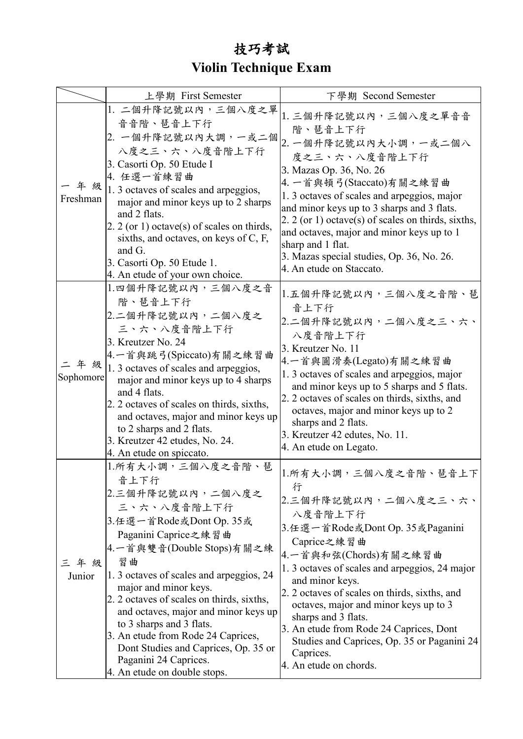# 技巧考試
# Violin Technique Exam

| | 上學期 First Semester | 下學期 Second Semester |
|---|---|---|
| 一年級 Freshman | 1. 二個升降記號以內，三個八度之單音音階、琶音上下行<br>2. 一個升降記號以內大調，一或二個八度之三、六、八度音階上下行<br>3. Casorti Op. 50 Etude I<br>4. 任選一首練習曲<br>1. 3 octaves of scales and arpeggios, major and minor keys up to 2 sharps and 2 flats.<br>2. 2 (or 1) octave(s) of scales on thirds, sixths, and octaves, on keys of C, F, and G.<br>3. Casorti Op. 50 Etude 1.<br>4. An etude of your own choice. | 1. 三個升降記號以內，三個八度之單音音階、琶音上下行<br>2. 一個升降記號以內大小調，一或二個八度之三、六、八度音階上下行<br>3. Mazas Op. 36, No. 26<br>4. 一首與頓弓(Staccato)有關之練習曲<br>1. 3 octaves of scales and arpeggios, major and minor keys up to 3 sharps and 3 flats.<br>2. 2 (or 1) octave(s) of scales on thirds, sixths, and octaves, major and minor keys up to 1 sharp and 1 flat.<br>3. Mazas special studies, Op. 36, No. 26.<br>4. An etude on Staccato. |
| 二年級 Sophomore | 1.四個升降記號以內，三個八度之音階、琶音上下行<br>2.二個升降記號以內，二個八度之三、六、八度音階上下行<br>3. Kreutzer No. 24<br>4.一首與跳弓(Spiccato)有關之練習曲<br>1. 3 octaves of scales and arpeggios, major and minor keys up to 4 sharps and 4 flats.<br>2. 2 octaves of scales on thirds, sixths, and octaves, major and minor keys up to 2 sharps and 2 flats.<br>3. Kreutzer 42 etudes, No. 24.<br>4. An etude on spiccato. | 1.五個升降記號以內，三個八度之音階、琶音上下行<br>2.二個升降記號以內，二個八度之三、六、八度音階上下行<br>3. Kreutzer No. 11<br>4.一首與圓滑奏(Legato)有關之練習曲<br>1. 3 octaves of scales and arpeggios, major and minor keys up to 5 sharps and 5 flats.<br>2. 2 octaves of scales on thirds, sixths, and octaves, major and minor keys up to 2 sharps and 2 flats.<br>3. Kreutzer 42 edutes, No. 11.<br>4. An etude on Legato. |
| 三年級 Junior | 1.所有大小調，三個八度之音階、琶音上下行<br>2.三個升降記號以內，二個八度之三、六、八度音階上下行<br>3.任選一首Rode或Dont Op. 35或Paganini Caprice之練習曲<br>4.一首與雙音(Double Stops)有關之練習曲<br>1. 3 octaves of scales and arpeggios, 24 major and minor keys.<br>2. 2 octaves of scales on thirds, sixths, and octaves, major and minor keys up to 3 sharps and 3 flats.<br>3. An etude from Rode 24 Caprices, Dont Studies and Caprices, Op. 35 or Paganini 24 Caprices.<br>4. An etude on double stops. | 1.所有大小調，三個八度之音階、琶音上下行<br>2.三個升降記號以內，二個八度之三、六、八度音階上下行<br>3.任選一首Rode或Dont Op. 35或Paganini Caprice之練習曲<br>4.一首與和弦(Chords)有關之練習曲<br>1. 3 octaves of scales and arpeggios, 24 major and minor keys.<br>2. 2 octaves of scales on thirds, sixths, and octaves, major and minor keys up to 3 sharps and 3 flats.<br>3. An etude from Rode 24 Caprices, Dont Studies and Caprices, Op. 35 or Paganini 24 Caprices.<br>4. An etude on chords. |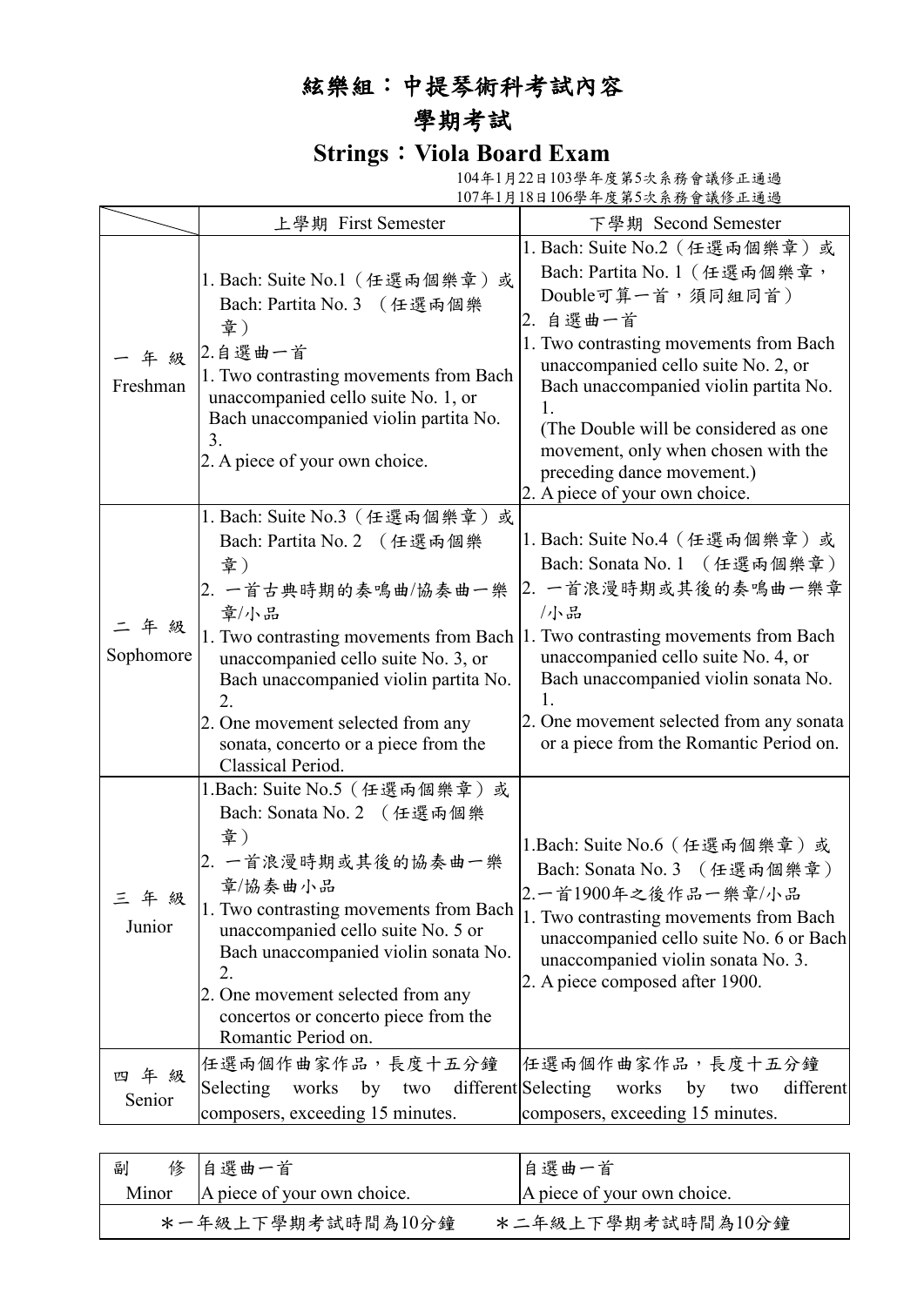# 絃樂組：中提琴術科考試內容

## 學期考試

## Strings：Viola Board Exam

104年1月22日103學年度第5次系務會議修正通過
107年1月18日106學年度第5次系務會議修正通過

| | 上學期 First Semester | 下學期 Second Semester |
|---|---|---|
| 一年級 Freshman | 1. Bach: Suite No.1（任選兩個樂章）或 Bach: Partita No. 3 （任選兩個樂章）<br>2.自選曲一首<br>1. Two contrasting movements from Bach unaccompanied cello suite No. 1, or Bach unaccompanied violin partita No. 3.<br>2. A piece of your own choice. | 1. Bach: Suite No.2（任選兩個樂章）或 Bach: Partita No. 1（任選兩個樂章，Double可算一首，須同組同首）<br>2. 自選曲一首<br>1. Two contrasting movements from Bach unaccompanied cello suite No. 2, or Bach unaccompanied violin partita No. 1.<br>(The Double will be considered as one movement, only when chosen with the preceding dance movement.)<br>2. A piece of your own choice. |
| 二年級 Sophomore | 1. Bach: Suite No.3（任選兩個樂章）或 Bach: Partita No. 2 （任選兩個樂章）<br>2. 一首古典時期的奏鳴曲/協奏曲一樂章/小品<br>1. Two contrasting movements from Bach unaccompanied cello suite No. 3, or Bach unaccompanied violin partita No. 2.<br>2. One movement selected from any sonata, concerto or a piece from the Classical Period. | 1. Bach: Suite No.4（任選兩個樂章）或 Bach: Sonata No. 1 （任選兩個樂章）<br>2. 一首浪漫時期或其後的奏鳴曲一樂章/小品<br>1. Two contrasting movements from Bach unaccompanied cello suite No. 4, or Bach unaccompanied violin sonata No. 1.<br>2. One movement selected from any sonata or a piece from the Romantic Period on. |
| 三年級 Junior | 1.Bach: Suite No.5（任選兩個樂章）或 Bach: Sonata No. 2 （任選兩個樂章）<br>2. 一首浪漫時期或其後的協奏曲一樂章/協奏曲小品<br>1. Two contrasting movements from Bach unaccompanied cello suite No. 5 or Bach unaccompanied violin sonata No. 2.<br>2. One movement selected from any concertos or concerto piece from the Romantic Period on. | 1.Bach: Suite No.6（任選兩個樂章）或 Bach: Sonata No. 3 （任選兩個樂章）<br>2.一首1900年之後作品一樂章/小品<br>1. Two contrasting movements from Bach unaccompanied cello suite No. 6 or Bach unaccompanied violin sonata No. 3.<br>2. A piece composed after 1900. |
| 四年級 Senior | 任選兩個作曲家作品，長度十五分鐘<br>Selecting works by two different composers, exceeding 15 minutes. | 任選兩個作曲家作品，長度十五分鐘<br>Selecting works by two different composers, exceeding 15 minutes. |

| 副修 Minor | 自選曲一首<br>A piece of your own choice. | 自選曲一首<br>A piece of your own choice. |
|---|---|---|
| ＊一年級上下學期考試時間為10分鐘 | ＊二年級上下學期考試時間為10分鐘 | |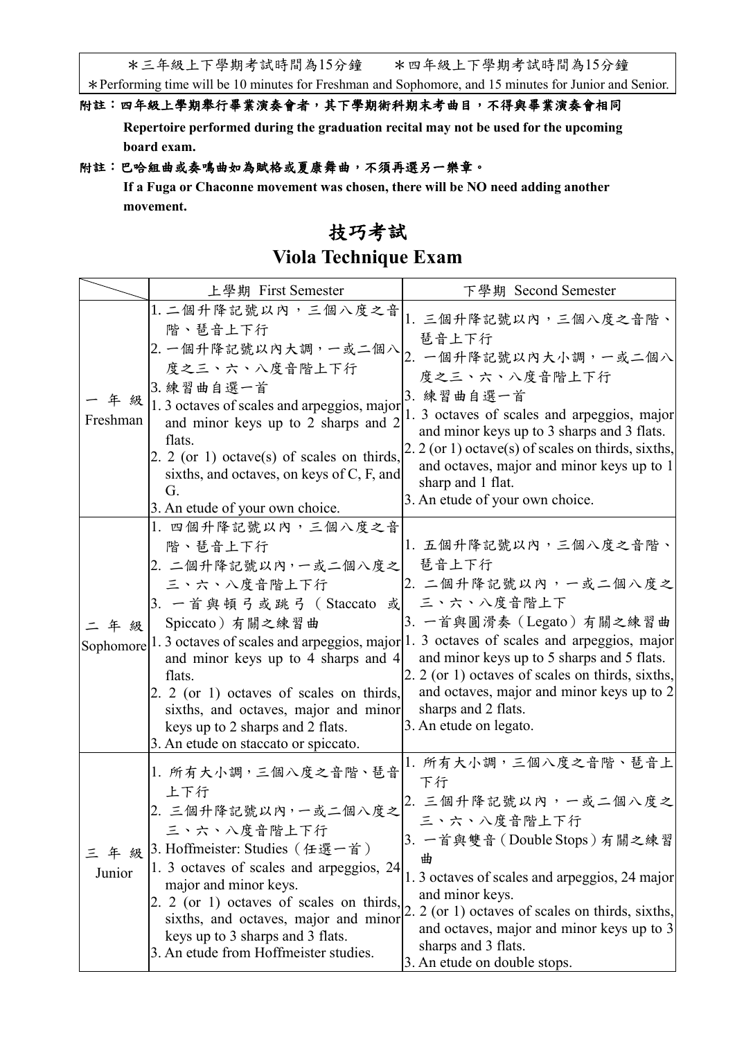| ＊三年級上下學期考試時間為15分鐘　　＊四年級上下學期考試時間為15分鐘 |
|---|
| ＊Performing time will be 10 minutes for Freshman and Sophomore, and 15 minutes for Junior and Senior. |

**附註：四年級上學期舉行畢業演奏會者，其下學期術科期末考曲目，不得與畢業演奏會相同**

**Repertoire performed during the graduation recital may not be used for the upcoming board exam.**

**附註：巴哈組曲或奏鳴曲如為賦格或夏康舞曲，不須再選另一樂章。**

**If a Fuga or Chaconne movement was chosen, there will be NO need adding another movement.**

# 技巧考試

# Viola Technique Exam

| | 上學期 First Semester | 下學期 Second Semester |
|---|---|---|
| 一年級 Freshman | 1. 二個升降記號以內，三個八度之音階、琶音上下行<br>2. 一個升降記號以內大調，一或二個八度之三、六、八度音階上下行<br>3. 練習曲自選一首<br>1. 3 octaves of scales and arpeggios, major and minor keys up to 2 sharps and 2 flats.<br>2. 2 (or 1) octave(s) of scales on thirds, sixths, and octaves, on keys of C, F, and G.<br>3. An etude of your own choice. | 1. 三個升降記號以內，三個八度之音階、琶音上下行<br>2. 一個升降記號以內大小調，一或二個八度之三、六、八度音階上下行<br>3. 練習曲自選一首<br>1. 3 octaves of scales and arpeggios, major and minor keys up to 3 sharps and 3 flats.<br>2. 2 (or 1) octave(s) of scales on thirds, sixths, and octaves, major and minor keys up to 1 sharp and 1 flat.<br>3. An etude of your own choice. |
| 二年級 Sophomore | 1. 四個升降記號以內，三個八度之音階、琶音上下行<br>2. 二個升降記號以內，一或二個八度之三、六、八度音階上下行<br>3. 一首與頓弓或跳弓（Staccato 或 Spiccato）有關之練習曲<br>1. 3 octaves of scales and arpeggios, major and minor keys up to 4 sharps and 4 flats.<br>2. 2 (or 1) octaves of scales on thirds, sixths, and octaves, major and minor keys up to 2 sharps and 2 flats.<br>3. An etude on staccato or spiccato. | 1. 五個升降記號以內，三個八度之音階、琶音上下行<br>2. 二個升降記號以內，一或二個八度之三、六、八度音階上下<br>3. 一首與圓滑奏（Legato）有關之練習曲<br>1. 3 octaves of scales and arpeggios, major and minor keys up to 5 sharps and 5 flats.<br>2. 2 (or 1) octaves of scales on thirds, sixths, and octaves, major and minor keys up to 2 sharps and 2 flats.<br>3. An etude on legato. |
| 三年級 Junior | 1. 所有大小調，三個八度之音階、琶音上下行<br>2. 三個升降記號以內，一或二個八度之三、六、八度音階上下行<br>3. Hoffmeister: Studies（任選一首）<br>1. 3 octaves of scales and arpeggios, 24 major and minor keys.<br>2. 2 (or 1) octaves of scales on thirds, sixths, and octaves, major and minor keys up to 3 sharps and 3 flats.<br>3. An etude from Hoffmeister studies. | 1. 所有大小調，三個八度之音階、琶音上下行<br>2. 三個升降記號以內，一或二個八度之三、六、八度音階上下行<br>3. 一首與雙音（Double Stops）有關之練習曲<br>1. 3 octaves of scales and arpeggios, 24 major and minor keys.<br>2. 2 (or 1) octaves of scales on thirds, sixths, and octaves, major and minor keys up to 3 sharps and 3 flats.<br>3. An etude on double stops. |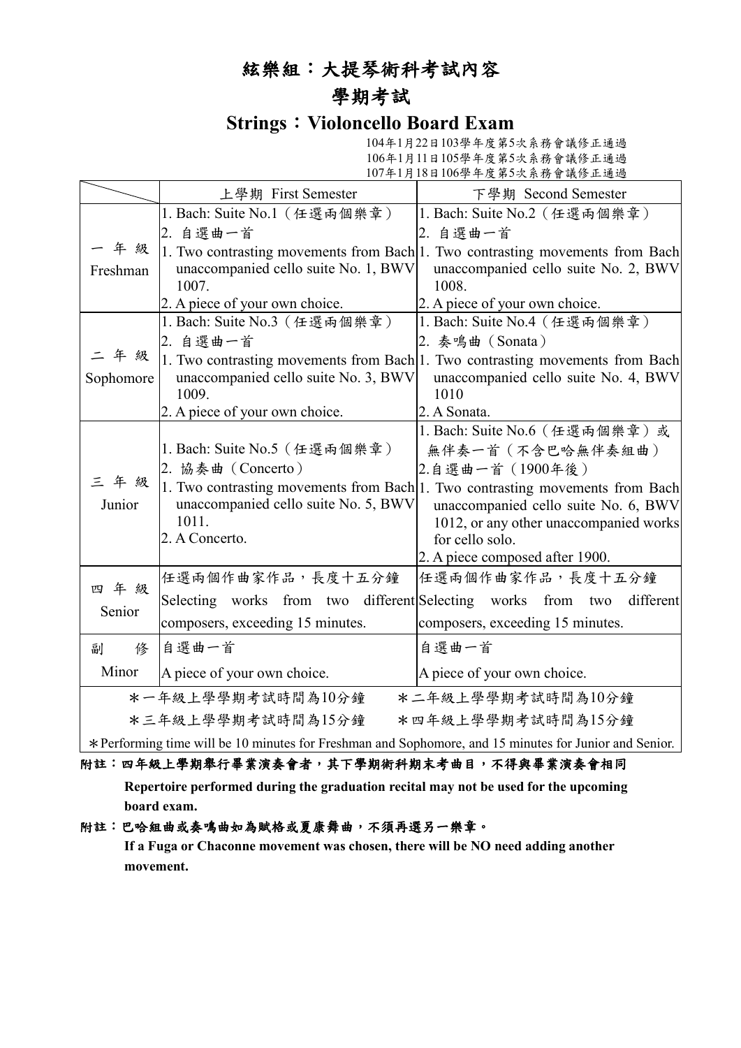# 絃樂組：大提琴術科考試內容

# 學期考試

## Strings：Violoncello Board Exam

104年1月22日103學年度第5次系務會議修正通過
106年1月11日105學年度第5次系務會議修正通過
107年1月18日106學年度第5次系務會議修正通過

| | 上學期 First Semester | 下學期 Second Semester |
|---|---|---|
| 一年級 Freshman | 1. Bach: Suite No.1（任選兩個樂章）<br>2. 自選曲一首<br>1. Two contrasting movements from Bach unaccompanied cello suite No. 1, BWV 1007.<br>2. A piece of your own choice. | 1. Bach: Suite No.2（任選兩個樂章）<br>2. 自選曲一首<br>1. Two contrasting movements from Bach unaccompanied cello suite No. 2, BWV 1008.<br>2. A piece of your own choice. |
| 二年級 Sophomore | 1. Bach: Suite No.3（任選兩個樂章）<br>2. 自選曲一首<br>1. Two contrasting movements from Bach unaccompanied cello suite No. 3, BWV 1009.<br>2. A piece of your own choice. | 1. Bach: Suite No.4（任選兩個樂章）<br>2. 奏鳴曲（Sonata）<br>1. Two contrasting movements from Bach unaccompanied cello suite No. 4, BWV 1010<br>2. A Sonata. |
| 三年級 Junior | 1. Bach: Suite No.5（任選兩個樂章）<br>2. 協奏曲（Concerto）<br>1. Two contrasting movements from Bach unaccompanied cello suite No. 5, BWV 1011.<br>2. A Concerto. | 1. Bach: Suite No.6（任選兩個樂章）或無伴奏一首（不含巴哈無伴奏組曲）<br>2.自選曲一首（1900年後）<br>1. Two contrasting movements from Bach unaccompanied cello suite No. 6, BWV 1012, or any other unaccompanied works for cello solo.<br>2. A piece composed after 1900. |
| 四年級 Senior | 任選兩個作曲家作品，長度十五分鐘<br>Selecting works from two different composers, exceeding 15 minutes. | 任選兩個作曲家作品，長度十五分鐘<br>Selecting works from two different composers, exceeding 15 minutes. |
| 副修 Minor | 自選曲一首<br>A piece of your own choice. | 自選曲一首<br>A piece of your own choice. |

*一年級上學學期考試時間為10分鐘　　*二年級上學學期考試時間為10分鐘

*三年級上學學期考試時間為15分鐘　　*四年級上學學期考試時間為15分鐘

*Performing time will be 10 minutes for Freshman and Sophomore, and 15 minutes for Junior and Senior.

**附註：四年級上學期舉行畢業演奏會者，其下學期術科期末考曲目，不得與畢業演奏會相同**

**Repertoire performed during the graduation recital may not be used for the upcoming board exam.**

**附註：巴哈組曲或奏鳴曲如為賦格或夏康舞曲，不須再選另一樂章。**

**If a Fuga or Chaconne movement was chosen, there will be NO need adding another movement.**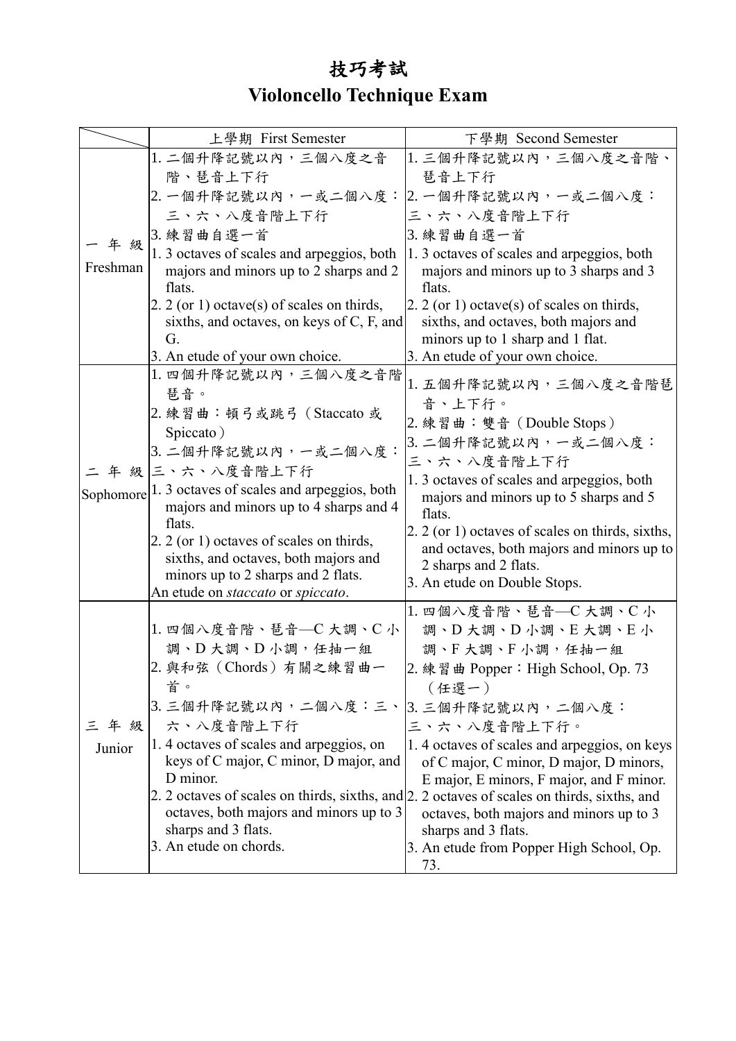# 技巧考試

# Violoncello Technique Exam

| | 上學期 First Semester | 下學期 Second Semester |
|---|---|---|
| 一年級 Freshman | 1. 二個升降記號以內，三個八度之音階、琶音上下行<br>2. 一個升降記號以內，一或二個八度：三、六、八度音階上下行<br>3. 練習曲自選一首<br>1. 3 octaves of scales and arpeggios, both majors and minors up to 2 sharps and 2 flats.<br>2. 2 (or 1) octave(s) of scales on thirds, sixths, and octaves, on keys of C, F, and G.<br>3. An etude of your own choice. | 1. 三個升降記號以內，三個八度之音階、琶音上下行<br>2. 一個升降記號以內，一或二個八度：三、六、八度音階上下行<br>3. 練習曲自選一首<br>1. 3 octaves of scales and arpeggios, both majors and minors up to 3 sharps and 3 flats.<br>2. 2 (or 1) octave(s) of scales on thirds, sixths, and octaves, both majors and minors up to 1 sharp and 1 flat.<br>3. An etude of your own choice. |
| 二年級 Sophomore | 1. 四個升降記號以內，三個八度之音階琶音。<br>2. 練習曲：頓弓或跳弓（Staccato 或 Spiccato）<br>3. 二個升降記號以內，一或二個八度：三、六、八度音階上下行<br>1. 3 octaves of scales and arpeggios, both majors and minors up to 4 sharps and 4 flats.<br>2. 2 (or 1) octaves of scales on thirds, sixths, and octaves, both majors and minors up to 2 sharps and 2 flats.<br>An etude on *staccato* or *spiccato*. | 1. 五個升降記號以內，三個八度之音階琶音、上下行。<br>2. 練習曲：雙音（Double Stops）<br>3. 二個升降記號以內，一或二個八度：三、六、八度音階上下行<br>1. 3 octaves of scales and arpeggios, both majors and minors up to 5 sharps and 5 flats.<br>2. 2 (or 1) octaves of scales on thirds, sixths, and octaves, both majors and minors up to 2 sharps and 2 flats.<br>3. An etude on Double Stops. |
| 三年級 Junior | 1. 四個八度音階、琶音—C 大調、C 小調、D 大調、D 小調，任抽一組<br>2. 與和弦（Chords）有關之練習曲一首。<br>3. 三個升降記號以內，二個八度：三、六、八度音階上下行<br>1. 4 octaves of scales and arpeggios, on keys of C major, C minor, D major, and D minor.<br>2. 2 octaves of scales on thirds, sixths, and octaves, both majors and minors up to 3 sharps and 3 flats.<br>3. An etude on chords. | 1. 四個八度音階、琶音—C 大調、C 小調、D 大調、D 小調、E 大調、E 小調、F 大調、F 小調，任抽一組<br>2. 練習曲 Popper：High School, Op. 73（任選一）<br>3. 三個升降記號以內，二個八度：三、六、八度音階上下行。<br>1. 4 octaves of scales and arpeggios, on keys of C major, C minor, D major, D minors, E major, E minors, F major, and F minor.<br>2. 2 octaves of scales on thirds, sixths, and octaves, both majors and minors up to 3 sharps and 3 flats.<br>3. An etude from Popper High School, Op. 73. |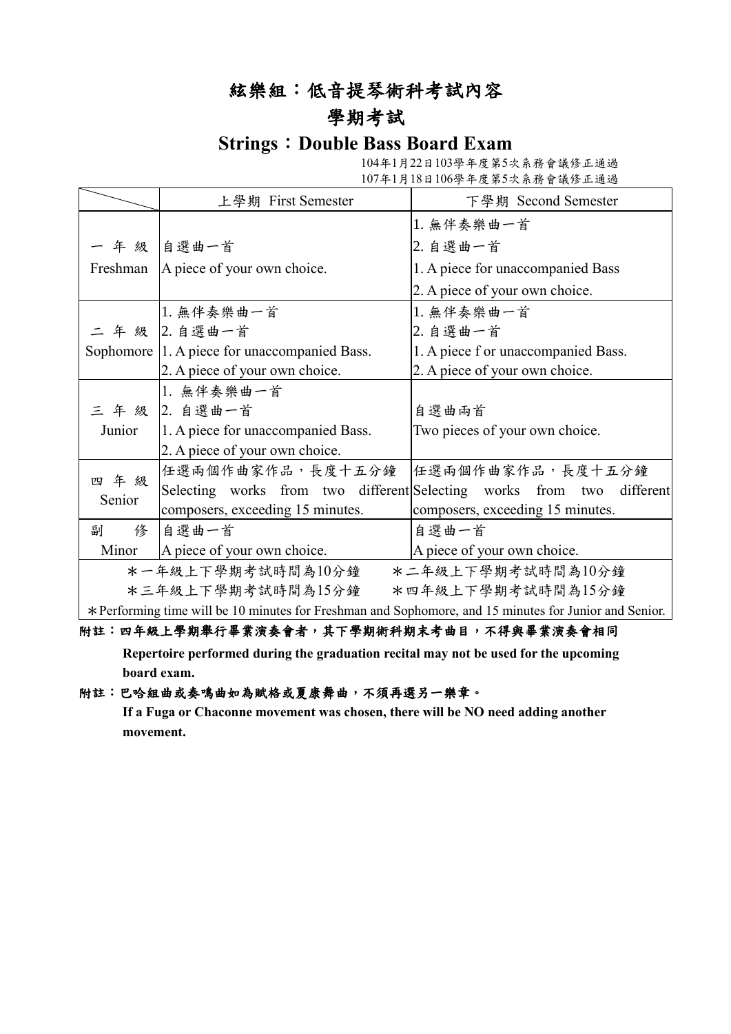# 絃樂組：低音提琴術科考試內容

## 學期考試

## Strings：Double Bass Board Exam

104年1月22日103學年度第5次系務會議修正通過
107年1月18日106學年度第5次系務會議修正通過

| | 上學期 First Semester | 下學期 Second Semester |
|---|---|---|
| 一 年 級 Freshman | 自選曲一首<br>A piece of your own choice. | 1. 無伴奏樂曲一首<br>2. 自選曲一首<br>1. A piece for unaccompanied Bass<br>2. A piece of your own choice. |
| 二 年 級 Sophomore | 1. 無伴奏樂曲一首<br>2. 自選曲一首<br>1. A piece for unaccompanied Bass.<br>2. A piece of your own choice. | 1. 無伴奏樂曲一首<br>2. 自選曲一首<br>1. A piece f or unaccompanied Bass.<br>2. A piece of your own choice. |
| 三 年 級 Junior | 1. 無伴奏樂曲一首<br>2. 自選曲一首<br>1. A piece for unaccompanied Bass.<br>2. A piece of your own choice. | 自選曲兩首<br>Two pieces of your own choice. |
| 四 年 級 Senior | 任選兩個作曲家作品，長度十五分鐘<br>Selecting works from two different composers, exceeding 15 minutes. | 任選兩個作曲家作品，長度十五分鐘<br>Selecting works from two different composers, exceeding 15 minutes. |
| 副 修 Minor | 自選曲一首<br>A piece of your own choice. | 自選曲一首<br>A piece of your own choice. |
| ＊一年級上下學期考試時間為10分鐘　＊二年級上下學期考試時間為10分鐘<br>＊三年級上下學期考試時間為15分鐘　＊四年級上下學期考試時間為15分鐘<br>＊Performing time will be 10 minutes for Freshman and Sophomore, and 15 minutes for Junior and Senior. | | |

**附註：四年級上學期舉行畢業演奏會者，其下學期術科期末考曲目，不得與畢業演奏會相同**

**Repertoire performed during the graduation recital may not be used for the upcoming board exam.**

**附註：巴哈組曲或奏鳴曲如為賦格或夏康舞曲，不須再選另一樂章。**

**If a Fuga or Chaconne movement was chosen, there will be NO need adding another movement.**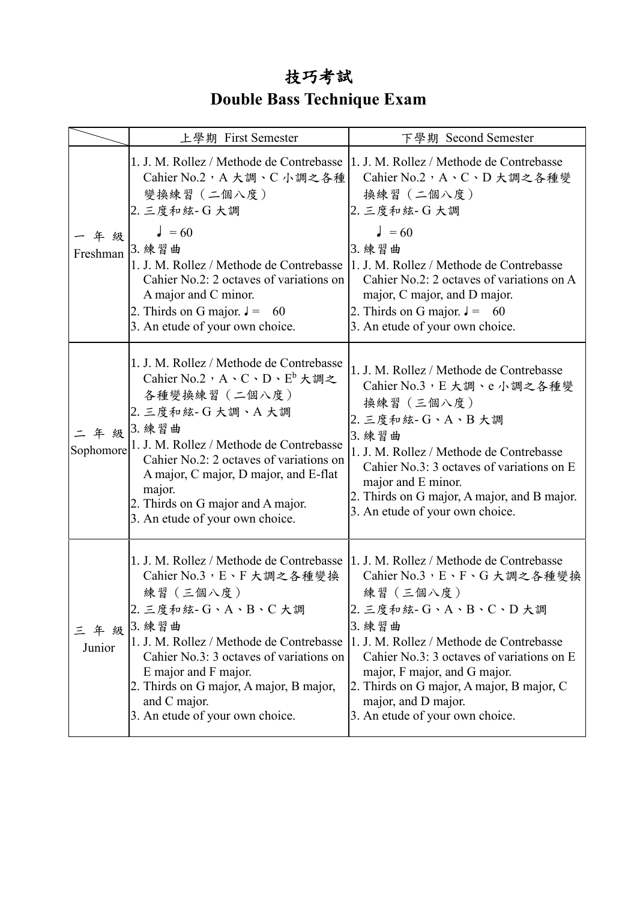# 技巧考試

# Double Bass Technique Exam

| | 上學期 First Semester | 下學期 Second Semester |
|---|---|---|
| 一年級 Freshman | 1. J. M. Rollez / Methode de Contrebasse Cahier No.2，A 大調、C 小調之各種變換練習（二個八度）<br>2. 三度和絃- G 大調 ♩= 60<br>3. 練習曲<br>1. J. M. Rollez / Methode de Contrebasse Cahier No.2: 2 octaves of variations on A major and C minor.<br>2. Thirds on G major. ♩= 60<br>3. An etude of your own choice. | 1. J. M. Rollez / Methode de Contrebasse Cahier No.2，A、C、D 大調之各種變換練習（二個八度）<br>2. 三度和絃- G 大調 ♩= 60<br>3. 練習曲<br>1. J. M. Rollez / Methode de Contrebasse Cahier No.2: 2 octaves of variations on A major, C major, and D major.<br>2. Thirds on G major. ♩= 60<br>3. An etude of your own choice. |
| 二年級 Sophomore | 1. J. M. Rollez / Methode de Contrebasse Cahier No.2，A、C、D、$E^b$ 大調之各種變換練習（二個八度）<br>2. 三度和絃- G 大調、A 大調<br>3. 練習曲<br>1. J. M. Rollez / Methode de Contrebasse Cahier No.2: 2 octaves of variations on A major, C major, D major, and E-flat major.<br>2. Thirds on G major and A major.<br>3. An etude of your own choice. | 1. J. M. Rollez / Methode de Contrebasse Cahier No.3，E 大調、e 小調之各種變換練習（三個八度）<br>2. 三度和絃- G、A、B 大調<br>3. 練習曲<br>1. J. M. Rollez / Methode de Contrebasse Cahier No.3: 3 octaves of variations on E major and E minor.<br>2. Thirds on G major, A major, and B major.<br>3. An etude of your own choice. |
| 三年級 Junior | 1. J. M. Rollez / Methode de Contrebasse Cahier No.3，E、F 大調之各種變換練習（三個八度）<br>2. 三度和絃- G、A、B、C 大調<br>3. 練習曲<br>1. J. M. Rollez / Methode de Contrebasse Cahier No.3: 3 octaves of variations on E major and F major.<br>2. Thirds on G major, A major, B major, and C major.<br>3. An etude of your own choice. | 1. J. M. Rollez / Methode de Contrebasse Cahier No.3，E、F、G 大調之各種變換練習（三個八度）<br>2. 三度和絃- G、A、B、C、D 大調<br>3. 練習曲<br>1. J. M. Rollez / Methode de Contrebasse Cahier No.3: 3 octaves of variations on E major, F major, and G major.<br>2. Thirds on G major, A major, B major, C major, and D major.<br>3. An etude of your own choice. |